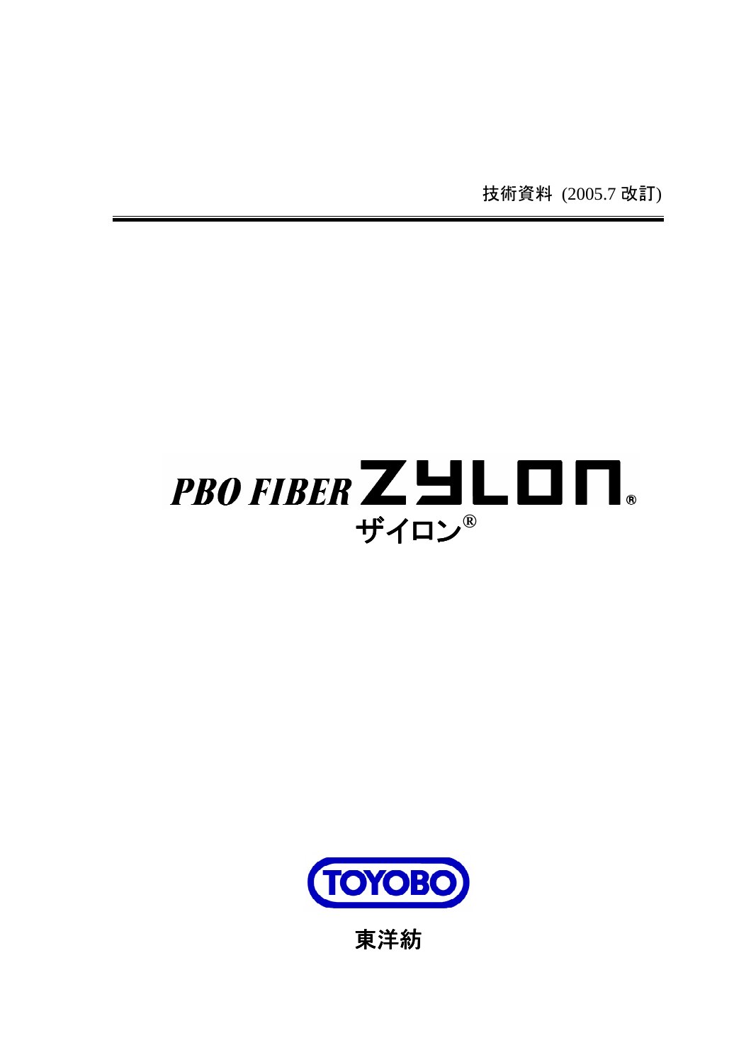技術資料 (2005.7 改訂)

# PBO FIBER ZYLON®

## ザイロン®

TOYOBO

東洋紡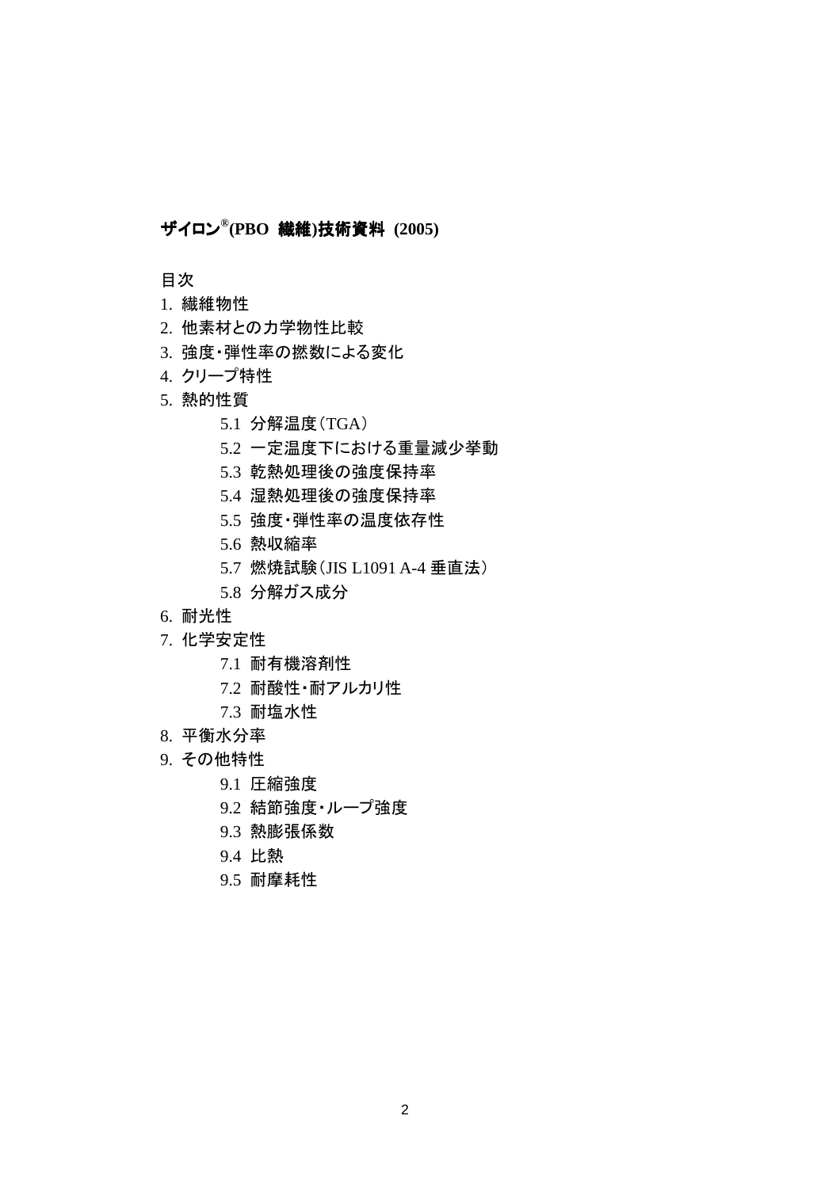# ザイロン®(PBO 繊維)技術資料 (2005)

目次

1. 繊維物性
2. 他素材との力学物性比較
3. 強度･弾性率の撚数による変化
4. クリープ特性
5. 熱的性質
    - 5.1 分解温度（TGA）
    - 5.2 一定温度下における重量減少挙動
    - 5.3 乾熱処理後の強度保持率
    - 5.4 湿熱処理後の強度保持率
    - 5.5 強度･弾性率の温度依存性
    - 5.6 熱収縮率
    - 5.7 燃焼試験（JIS L1091 A-4 垂直法）
    - 5.8 分解ガス成分
6. 耐光性
7. 化学安定性
    - 7.1 耐有機溶剤性
    - 7.2 耐酸性･耐アルカリ性
    - 7.3 耐塩水性
8. 平衡水分率
9. その他特性
    - 9.1 圧縮強度
    - 9.2 結節強度･ループ強度
    - 9.3 熱膨張係数
    - 9.4 比熱
    - 9.5 耐摩耗性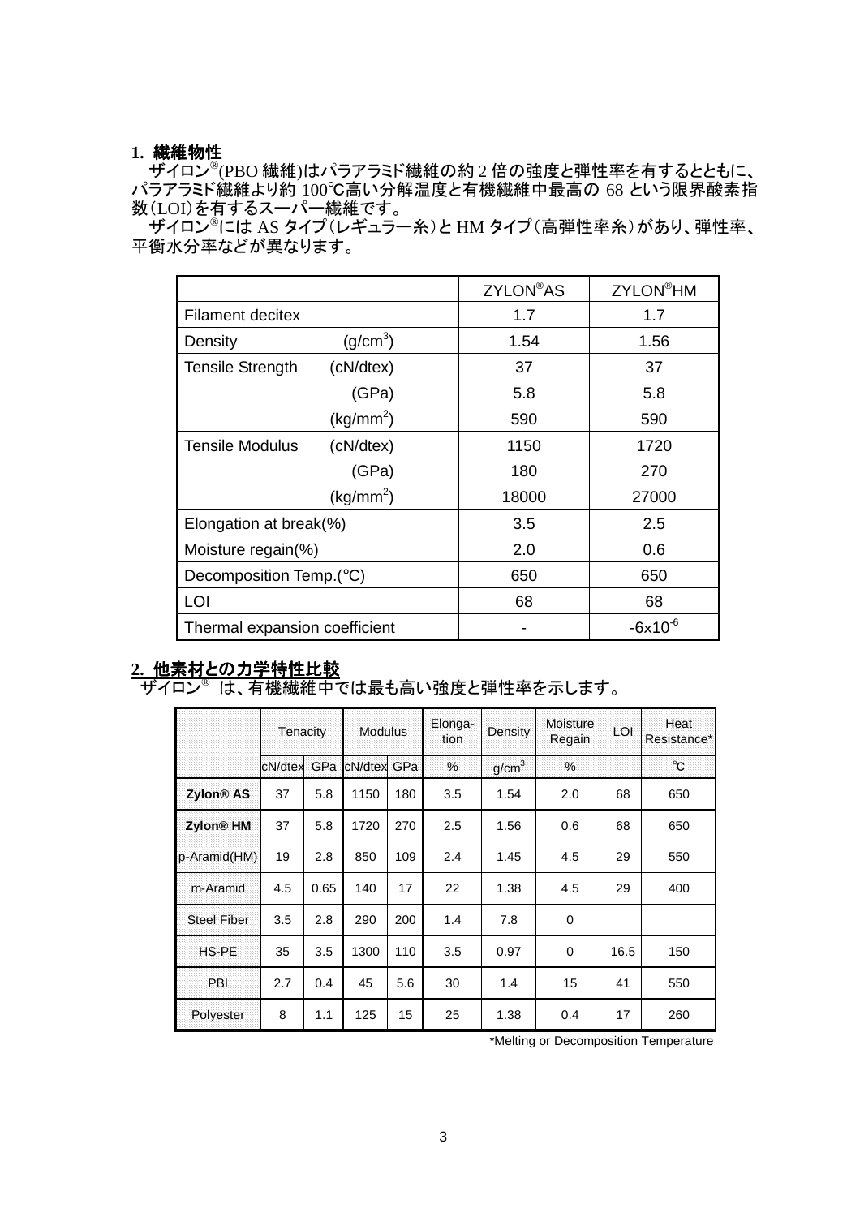## 1. 繊維物性

ザイロン®(PBO 繊維)はパラアラミド繊維の約 2 倍の強度と弾性率を有するとともに、パラアラミド繊維より約 100℃高い分解温度と有機繊維中最高の 68 という限界酸素指数(LOI)を有するスーパー繊維です。

ザイロン®には AS タイプ(レギュラー糸)と HM タイプ(高弾性率糸)があり、弾性率、平衡水分率などが異なります。

| | | ZYLON®AS | ZYLON®HM |
|---|---|---|---|
| Filament decitex | | 1.7 | 1.7 |
| Density | ($g/cm^3$) | 1.54 | 1.56 |
| Tensile Strength | (cN/dtex) | 37 | 37 |
| | (GPa) | 5.8 | 5.8 |
| | ($kg/mm^2$) | 590 | 590 |
| Tensile Modulus | (cN/dtex) | 1150 | 1720 |
| | (GPa) | 180 | 270 |
| | ($kg/mm^2$) | 18000 | 27000 |
| Elongation at break(%) | | 3.5 | 2.5 |
| Moisture regain(%) | | 2.0 | 0.6 |
| Decomposition Temp.(℃) | | 650 | 650 |
| LOI | | 68 | 68 |
| Thermal expansion coefficient | | - | $-6x10^{-6}$ |

## 2. 他素材との力学特性比較

ザイロン® は、有機繊維中では最も高い強度と弾性率を示します。

| | Tenacity | | Modulus | | Elonga-tion | Density | Moisture Regain | LOI | Heat Resistance* |
|---|---|---|---|---|---|---|---|---|---|
| | cN/dtex | GPa | cN/dtex | GPa | % | $g/cm^3$ | % | | ℃ |
| **Zylon® AS** | 37 | 5.8 | 1150 | 180 | 3.5 | 1.54 | 2.0 | 68 | 650 |
| **Zylon® HM** | 37 | 5.8 | 1720 | 270 | 2.5 | 1.56 | 0.6 | 68 | 650 |
| p-Aramid(HM) | 19 | 2.8 | 850 | 109 | 2.4 | 1.45 | 4.5 | 29 | 550 |
| m-Aramid | 4.5 | 0.65 | 140 | 17 | 22 | 1.38 | 4.5 | 29 | 400 |
| Steel Fiber | 3.5 | 2.8 | 290 | 200 | 1.4 | 7.8 | 0 | | |
| HS-PE | 35 | 3.5 | 1300 | 110 | 3.5 | 0.97 | 0 | 16.5 | 150 |
| PBI | 2.7 | 0.4 | 45 | 5.6 | 30 | 1.4 | 15 | 41 | 550 |
| Polyester | 8 | 1.1 | 125 | 15 | 25 | 1.38 | 0.4 | 17 | 260 |

*Melting or Decomposition Temperature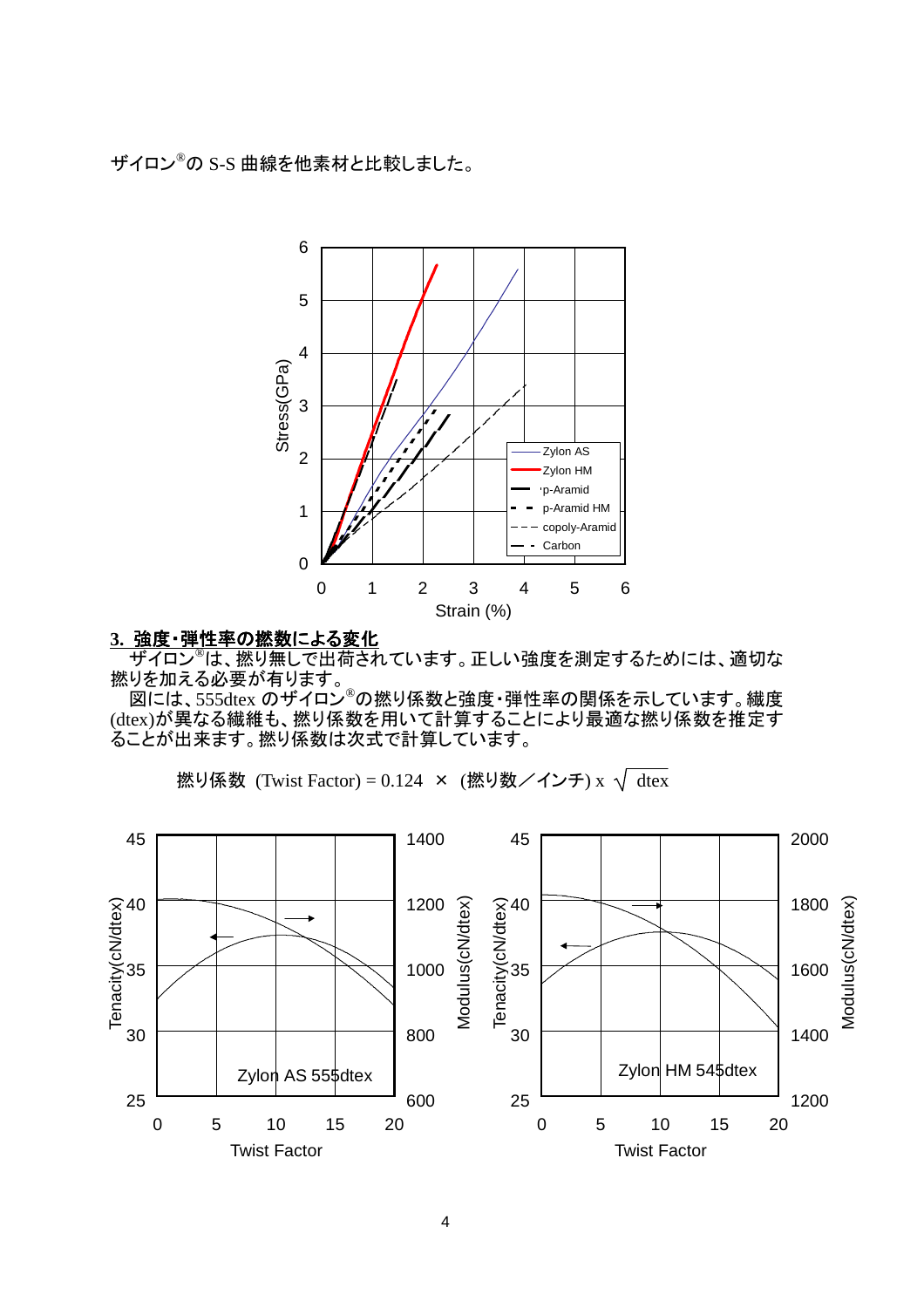ザイロン®の S-S 曲線を他素材と比較しました。

## 3. 強度・弾性率の撚数による変化

ザイロン®は、撚り無しで出荷されています。正しい強度を測定するためには、適切な撚りを加える必要が有ります。

図には、555dtex のザイロン®の撚り係数と強度・弾性率の関係を示しています。繊度(dtex)が異なる繊維も、撚り係数を用いて計算することにより最適な撚り係数を推定することが出来ます。撚り係数は次式で計算しています。

$$撚り係数\ (Twist\ Factor) = 0.124\ \times\ (撚り数／インチ) \times \sqrt{dtex}$$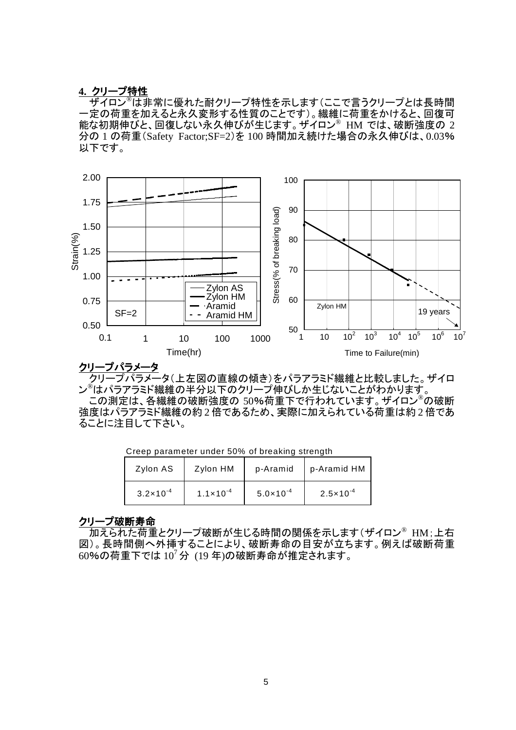## 4. クリープ特性

ザイロン®は非常に優れた耐クリープ特性を示します（ここで言うクリープとは長時間一定の荷重を加えると永久変形する性質のことです）。繊維に荷重をかけると、回復可能な初期伸びと、回復しない永久伸びが生じます。ザイロン® HM では、破断強度の 2 分の 1 の荷重（Safety Factor;SF=2）を 100 時間加え続けた場合の永久伸びは、0.03%以下です。

### クリープパラメータ

クリープパラメータ（上左図の直線の傾き）をパラアラミド繊維と比較しました。ザイロン®はパラアラミド繊維の半分以下のクリープ伸びしか生じないことがわかります。

この測定は、各繊維の破断強度の 50%荷重下で行われています。ザイロン®の破断強度はパラアラミド繊維の約 2 倍であるため、実際に加えられている荷重は約 2 倍であることに注目して下さい。

Creep parameter under 50% of breaking strength

| Zylon AS | Zylon HM | p-Aramid | p-Aramid HM |
|---|---|---|---|
| $3.2\times10^{-4}$ | $1.1\times10^{-4}$ | $5.0\times10^{-4}$ | $2.5\times10^{-4}$ |

### クリープ破断寿命

加えられた荷重とクリープ破断が生じる時間の関係を示します（ザイロン® HM；上右図）。長時間側へ外挿することにより、破断寿命の目安が立ちます。例えば破断荷重 60%の荷重下では $10^7$ 分 (19 年)の破断寿命が推定されます。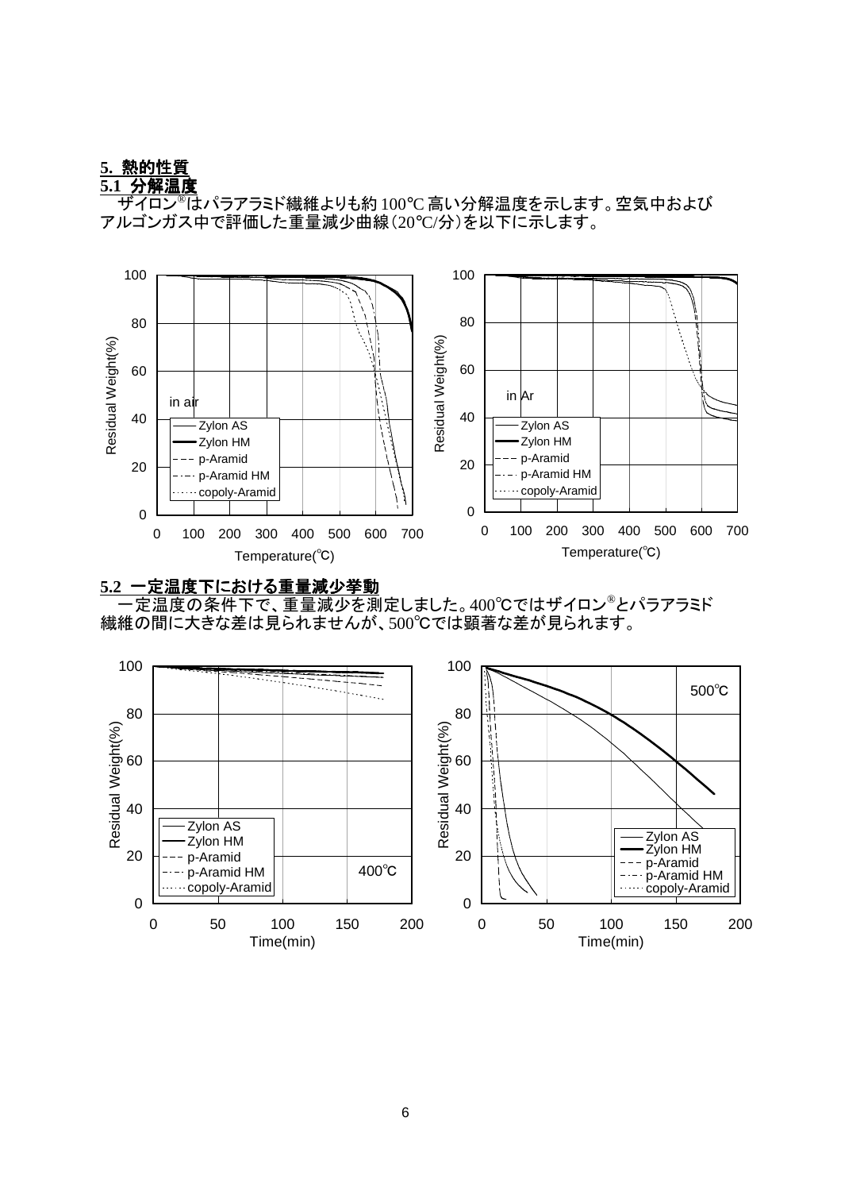## 5. 熱的性質

### 5.1 分解温度

ザイロン®はパラアラミド繊維よりも約 100℃ 高い分解温度を示します。空気中およびアルゴンガス中で評価した重量減少曲線（20℃/分）を以下に示します。

### 5.2 一定温度下における重量減少挙動

一定温度の条件下で、重量減少を測定しました。400℃ではザイロン®とパラアラミド繊維の間に大きな差は見られませんが、500℃では顕著な差が見られます。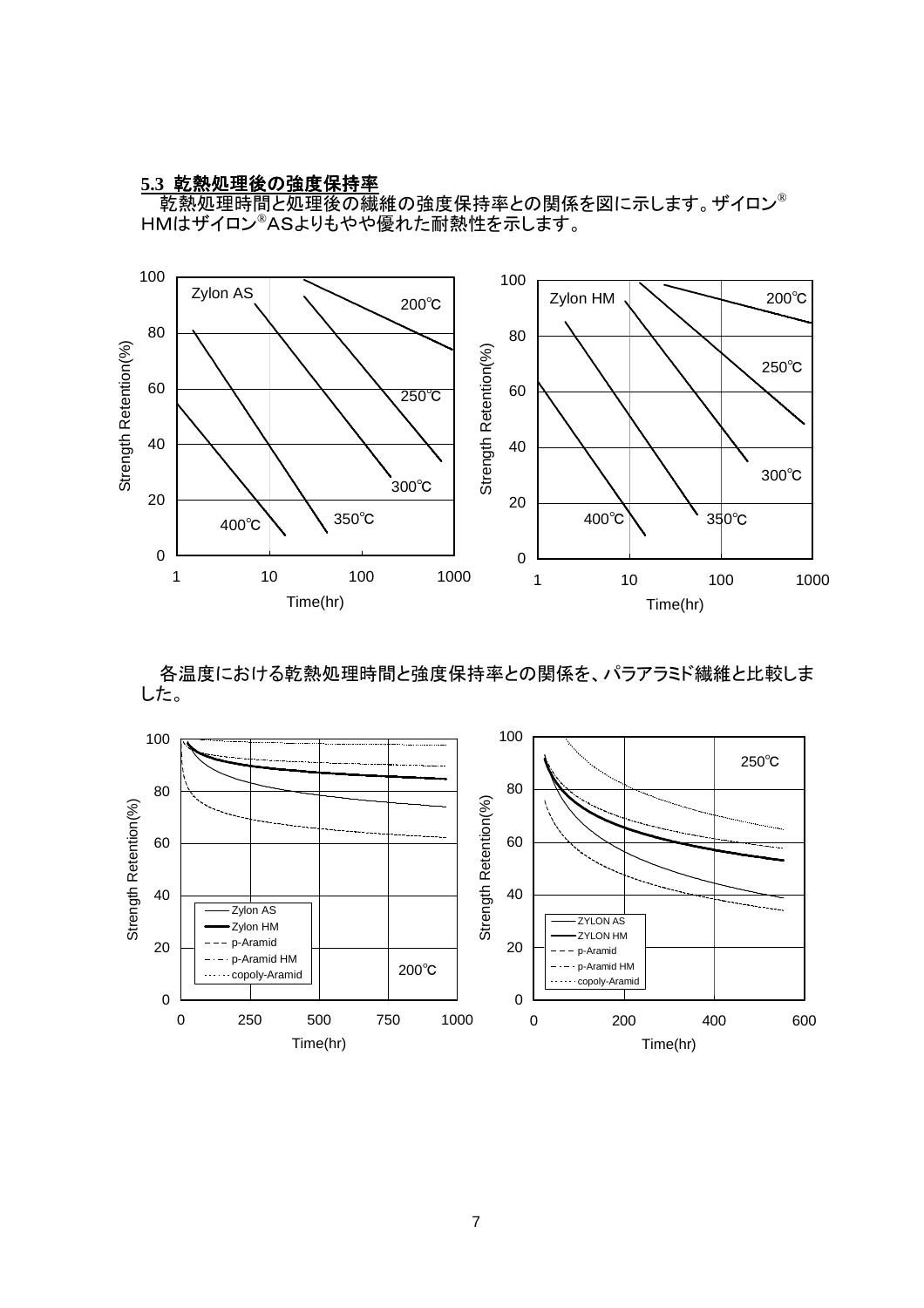### 5.3 乾熱処理後の強度保持率

乾熱処理時間と処理後の繊維の強度保持率との関係を図に示します。ザイロン® HMはザイロン®ASよりもやや優れた耐熱性を示します。

各温度における乾熱処理時間と強度保持率との関係を、パラアラミド繊維と比較しました。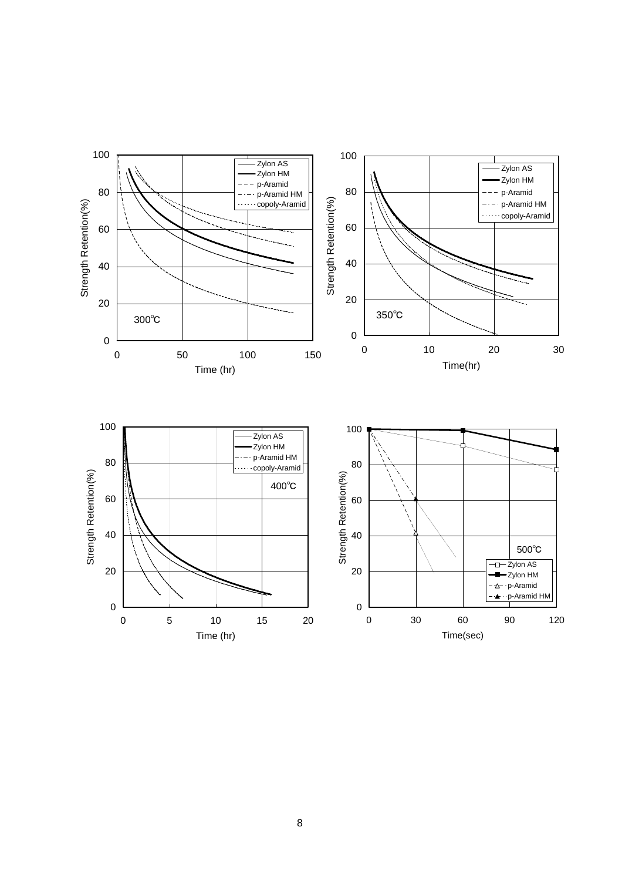Strength Retention(%)

300℃

Zylon AS
Zylon HM
p-Aramid
p-Aramid HM
copoly-Aramid

Time (hr)

Strength Retention(%)

350℃

Zylon AS
Zylon HM
p-Aramid
p-Aramid HM
copoly-Aramid

Time(hr)

Strength Retention(%)

400℃

Zylon AS
Zylon HM
p-Aramid HM
copoly-Aramid

Time (hr)

Strength Retention(%)

500℃

Zylon AS
Zylon HM
p-Aramid
p-Aramid HM

Time(sec)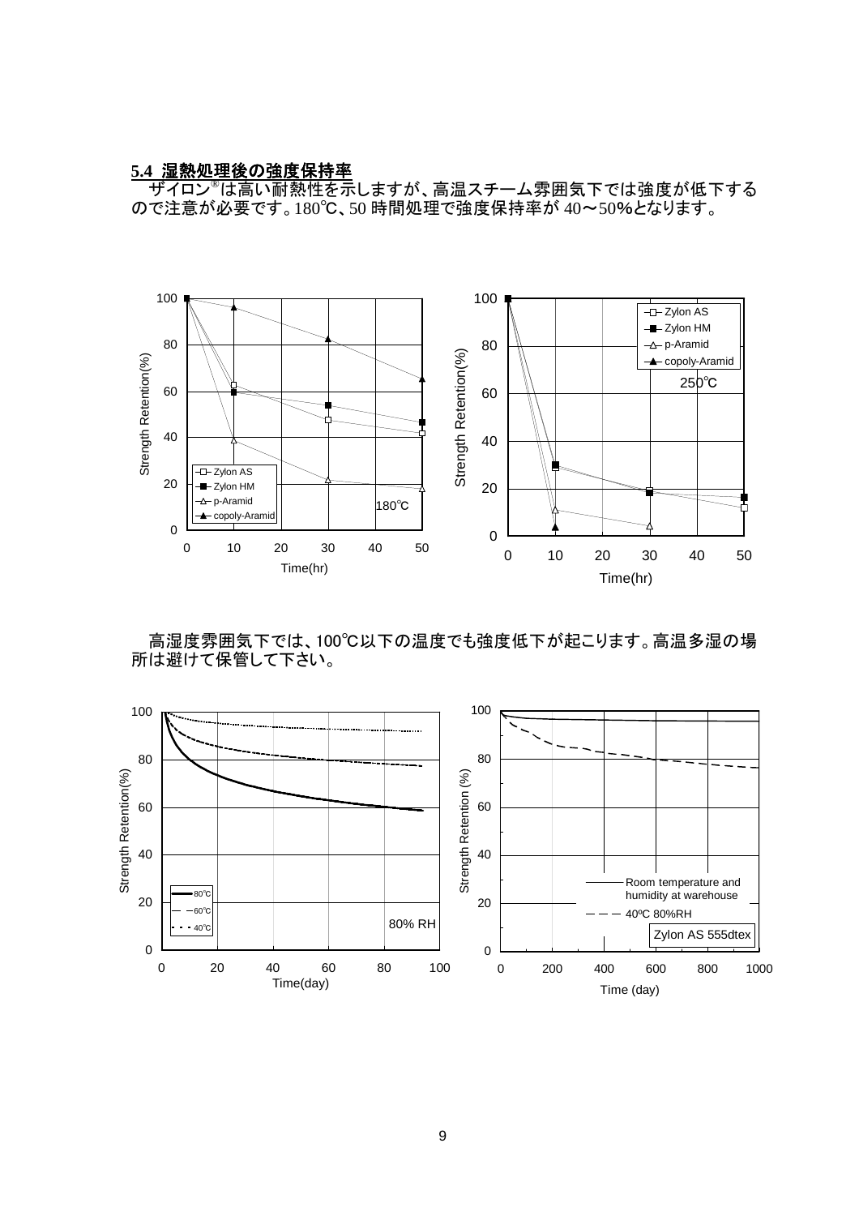### 5.4 湿熱処理後の強度保持率

ザイロン®は高い耐熱性を示しますが、高温スチーム雰囲気下では強度が低下するので注意が必要です。180℃、50 時間処理で強度保持率が 40〜50%となります。

高湿度雰囲気下では、100℃以下の温度でも強度低下が起こります。高温多湿の場所は避けて保管して下さい。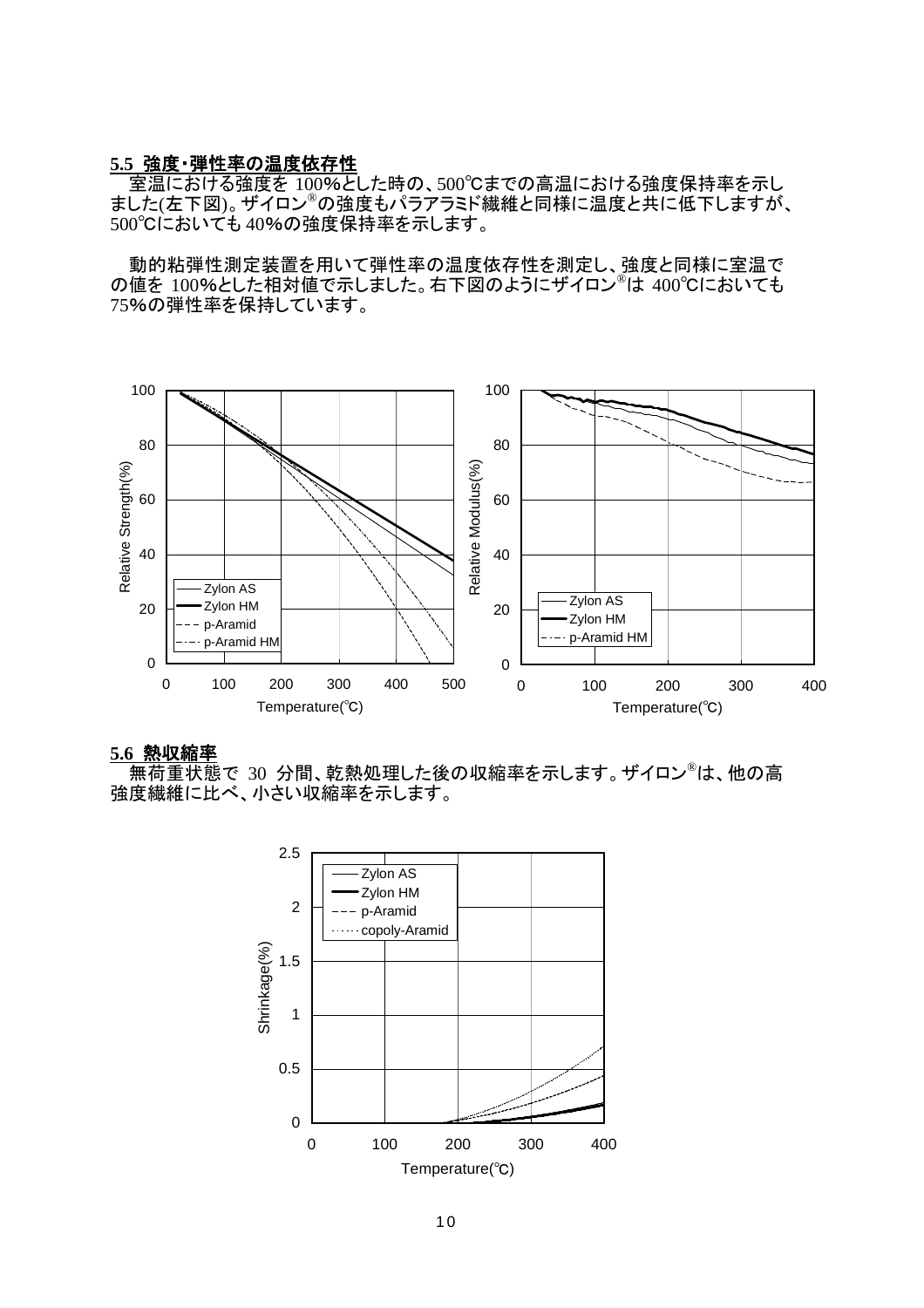## 5.5 強度・弾性率の温度依存性

室温における強度を 100%とした時の、500℃までの高温における強度保持率を示しました(左下図)。ザイロン®の強度もパラアラミド繊維と同様に温度と共に低下しますが、500℃においても 40%の強度保持率を示します。

動的粘弾性測定装置を用いて弾性率の温度依存性を測定し、強度と同様に室温での値を 100%とした相対値で示しました。右下図のようにザイロン®は 400℃においても 75%の弾性率を保持しています。

## 5.6 熱収縮率

無荷重状態で 30 分間、乾熱処理した後の収縮率を示します。ザイロン®は、他の高強度繊維に比べ、小さい収縮率を示します。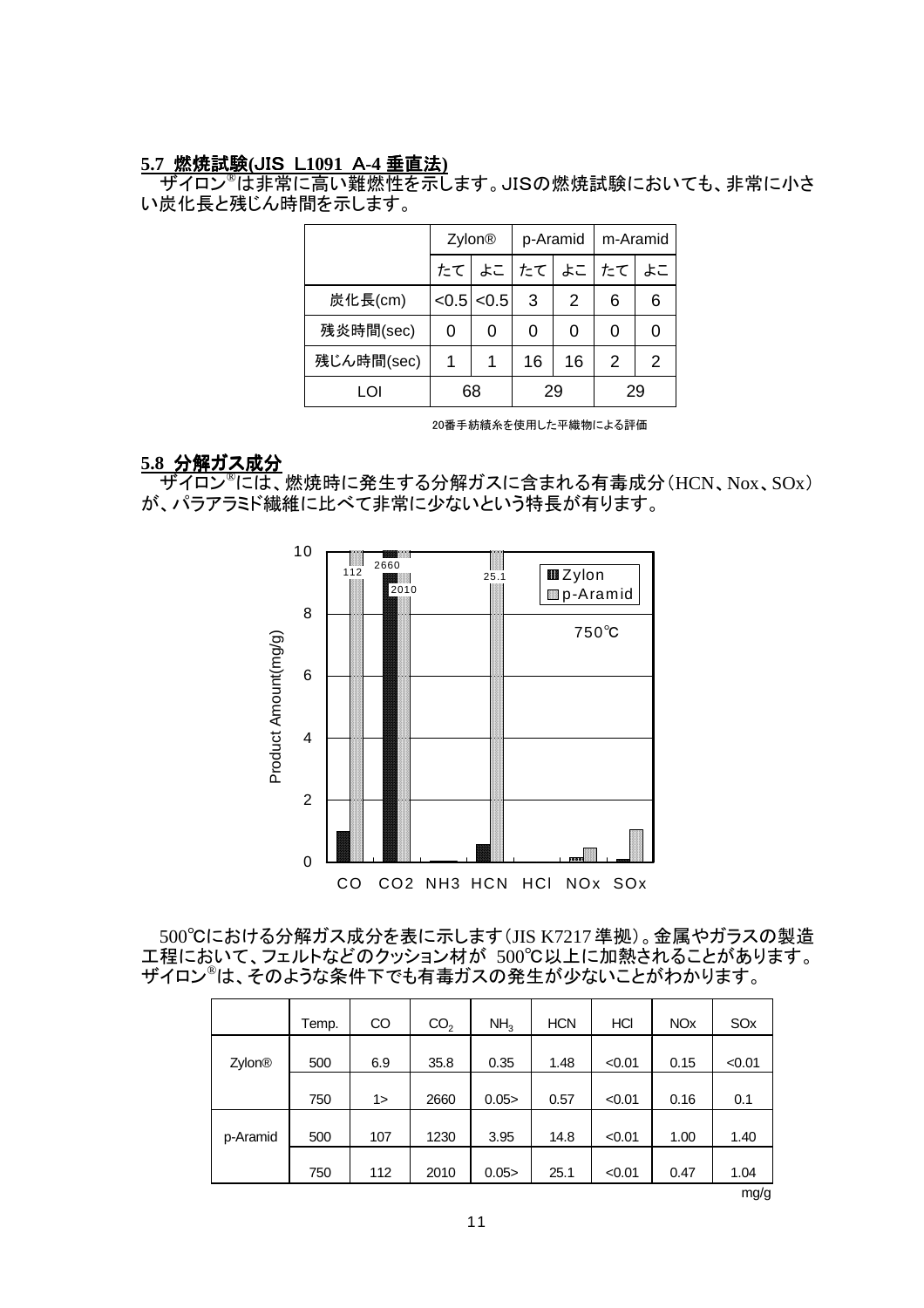### 5.7 燃焼試験(JIS L1091 A-4 垂直法)

ザイロン®は非常に高い難燃性を示します。JISの燃焼試験においても、非常に小さい炭化長と残じん時間を示します。

| | Zylon® | | p-Aramid | | m-Aramid | |
|---|---|---|---|---|---|---|
| | たて | よこ | たて | よこ | たて | よこ |
| 炭化長(cm) | <0.5 | <0.5 | 3 | 2 | 6 | 6 |
| 残炎時間(sec) | 0 | 0 | 0 | 0 | 0 | 0 |
| 残じん時間(sec) | 1 | 1 | 16 | 16 | 2 | 2 |
| LOI | 68 | | 29 | | 29 | |

20番手紡績糸を使用した平織物による評価

### 5.8 分解ガス成分

ザイロン®には、燃焼時に発生する分解ガスに含まれる有毒成分(HCN、Nox、SOx)が、パラアラミド繊維に比べて非常に少ないという特長が有ります。

500℃における分解ガス成分を表に示します(JIS K7217 準拠)。金属やガラスの製造工程において、フェルトなどのクッション材が 500℃以上に加熱されることがあります。ザイロン®は、そのような条件下でも有毒ガスの発生が少ないことがわかります。

| | Temp. | CO | $CO_2$ | $NH_3$ | HCN | HCl | NOx | SOx |
|---|---|---|---|---|---|---|---|---|
| Zylon® | 500 | 6.9 | 35.8 | 0.35 | 1.48 | <0.01 | 0.15 | <0.01 |
| | 750 | 1> | 2660 | 0.05> | 0.57 | <0.01 | 0.16 | 0.1 |
| p-Aramid | 500 | 107 | 1230 | 3.95 | 14.8 | <0.01 | 1.00 | 1.40 |
| | 750 | 112 | 2010 | 0.05> | 25.1 | <0.01 | 0.47 | 1.04 |

mg/g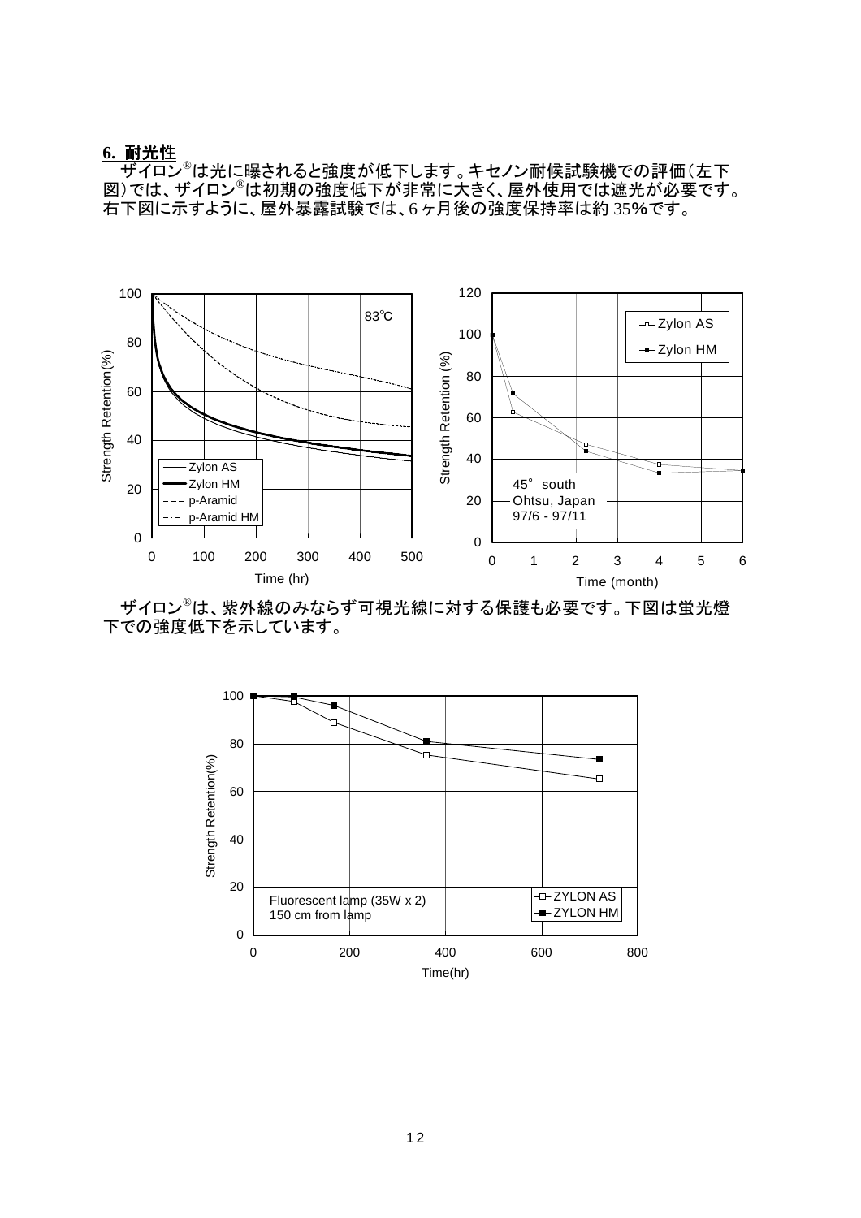## 6. 耐光性

ザイロン®は光に曝されると強度が低下します。キセノン耐候試験機での評価（左下図）では、ザイロン®は初期の強度低下が非常に大きく、屋外使用では遮光が必要です。右下図に示すように、屋外暴露試験では、6ヶ月後の強度保持率は約35%です。

ザイロン®は、紫外線のみならず可視光線に対する保護も必要です。下図は蛍光燈下での強度低下を示しています。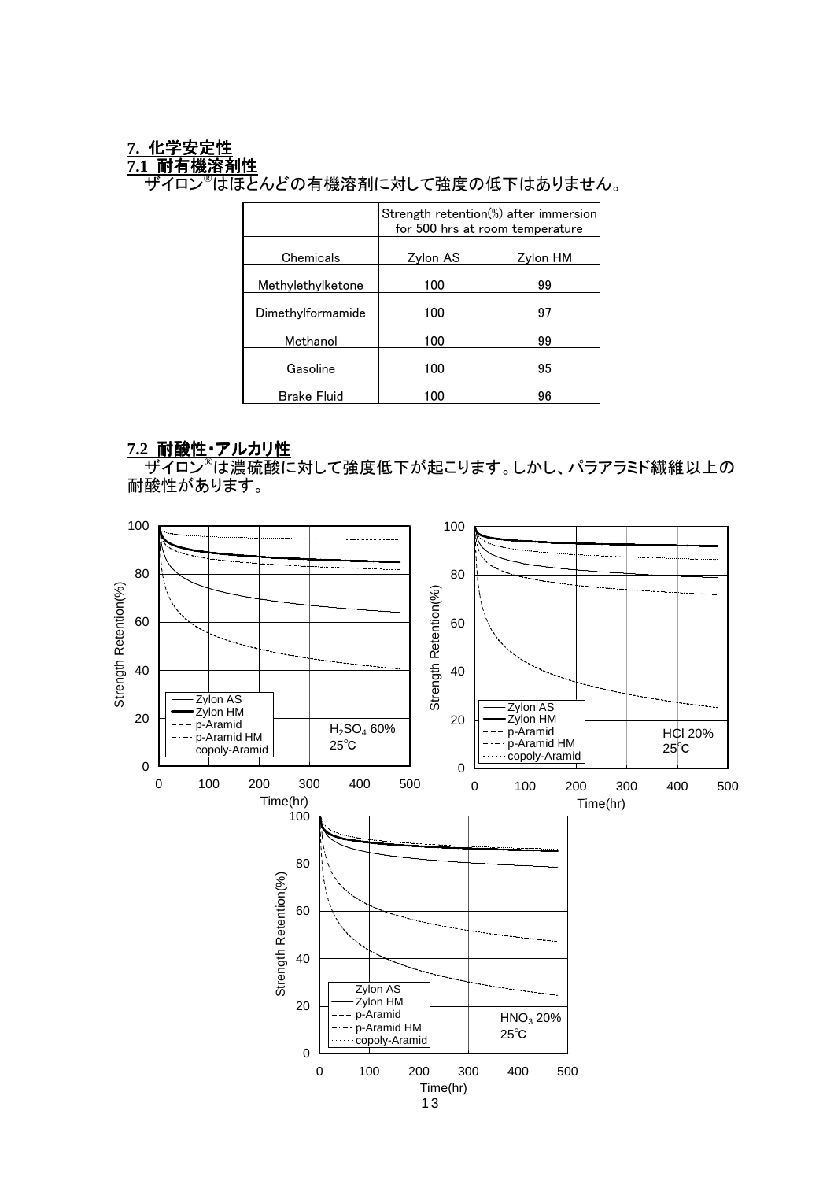## 7. 化学安定性

### 7.1 耐有機溶剤性

ザイロン®はほとんどの有機溶剤に対して強度の低下はありません。

| | Strength retention(%) after immersion for 500 hrs at room temperature | |
|---|---|---|
| Chemicals | Zylon AS | Zylon HM |
| Methylethylketone | 100 | 99 |
| Dimethylformamide | 100 | 97 |
| Methanol | 100 | 99 |
| Gasoline | 100 | 95 |
| Brake Fluid | 100 | 96 |

### 7.2 耐酸性・アルカリ性

ザイロン®は濃硫酸に対して強度低下が起こります。しかし、パラアラミド繊維以上の耐酸性があります。

Strength Retention(%) vs Time(hr) — Zylon AS, Zylon HM, p-Aramid, p-Aramid HM, copoly-Aramid — $H_2SO_4$ 60% 25℃

Strength Retention(%) vs Time(hr) — Zylon AS, Zylon HM, p-Aramid, p-Aramid HM, copoly-Aramid — HCl 20% 25℃

Strength Retention(%) vs Time(hr) — Zylon AS, Zylon HM, p-Aramid, p-Aramid HM, copoly-Aramid — $HNO_3$ 20% 25℃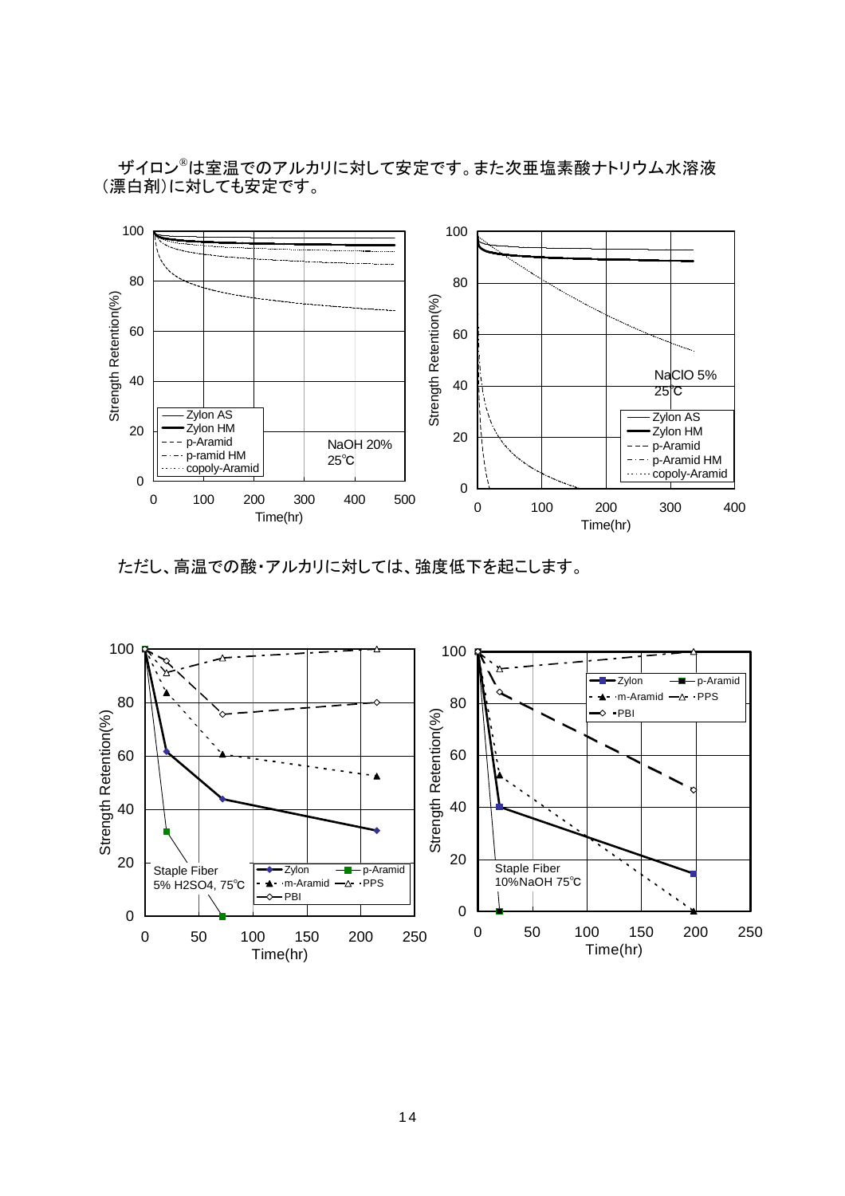ザイロン®は室温でのアルカリに対して安定です。また次亜塩素酸ナトリウム水溶液（漂白剤）に対しても安定です。

ただし、高温での酸･アルカリに対しては、強度低下を起こします。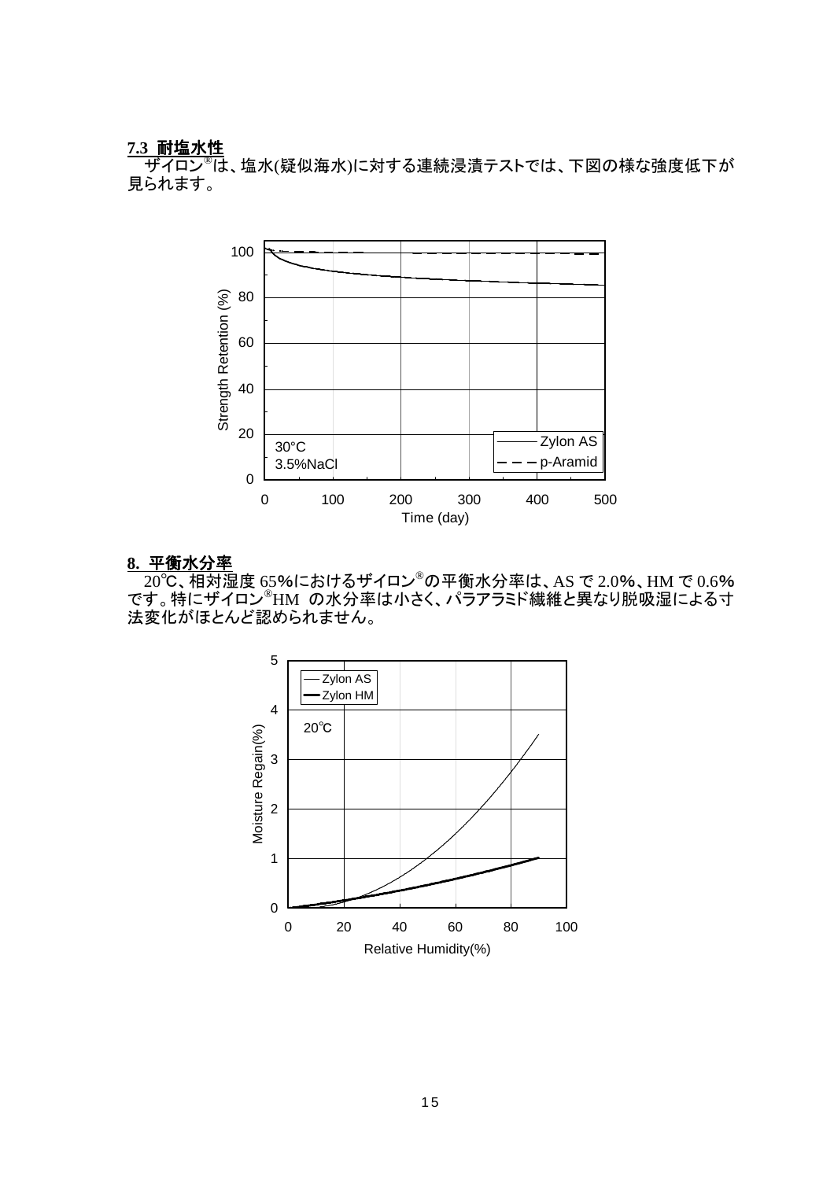## 7.3 耐塩水性

ザイロン®は、塩水(疑似海水)に対する連続浸漬テストでは、下図の様な強度低下が見られます。

## 8. 平衡水分率

20℃、相対湿度 65%におけるザイロン®の平衡水分率は、AS で 2.0%、HM で 0.6%です。特にザイロン®HM の水分率は小さく、パラアラミド繊維と異なり脱吸湿による寸法変化がほとんど認められません。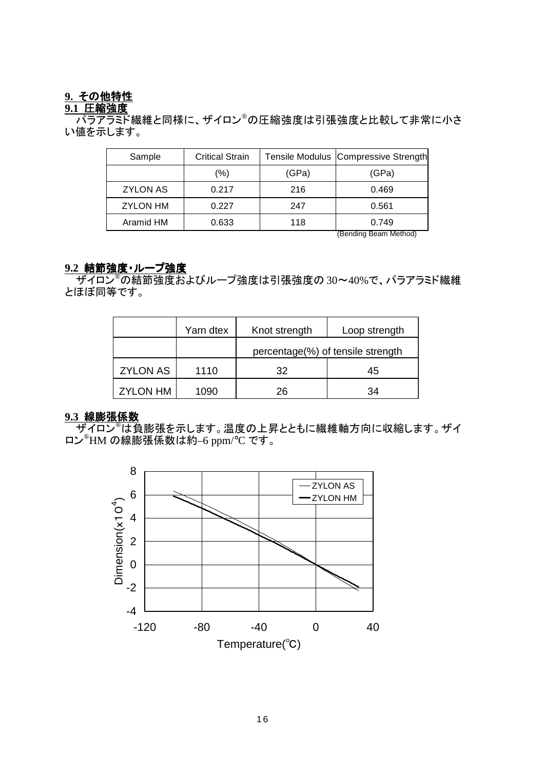## 9. その他特性

### 9.1 圧縮強度

パラアラミド繊維と同様に、ザイロン®の圧縮強度は引張強度と比較して非常に小さい値を示します。

| Sample | Critical Strain | Tensile Modulus | Compressive Strength |
|---|---|---|---|
| | (%) | (GPa) | (GPa) |
| ZYLON AS | 0.217 | 216 | 0.469 |
| ZYLON HM | 0.227 | 247 | 0.561 |
| Aramid HM | 0.633 | 118 | 0.749 |

(Bending Beam Method)

### 9.2 結節強度・ループ強度

ザイロン®の結節強度およびループ強度は引張強度の 30〜40%で、パラアラミド繊維とほぼ同等です。

| | Yarn dtex | Knot strength | Loop strength |
|---|---|---|---|
| | | percentage(%) of tensile strength | |
| ZYLON AS | 1110 | 32 | 45 |
| ZYLON HM | 1090 | 26 | 34 |

### 9.3 線膨張係数

ザイロン®は負膨張を示します。温度の上昇とともに繊維軸方向に収縮します。ザイロン®HM の線膨張係数は約–6 ppm/℃ です。

Dimension($x10^4$) / Temperature(℃) — ZYLON AS, ZYLON HM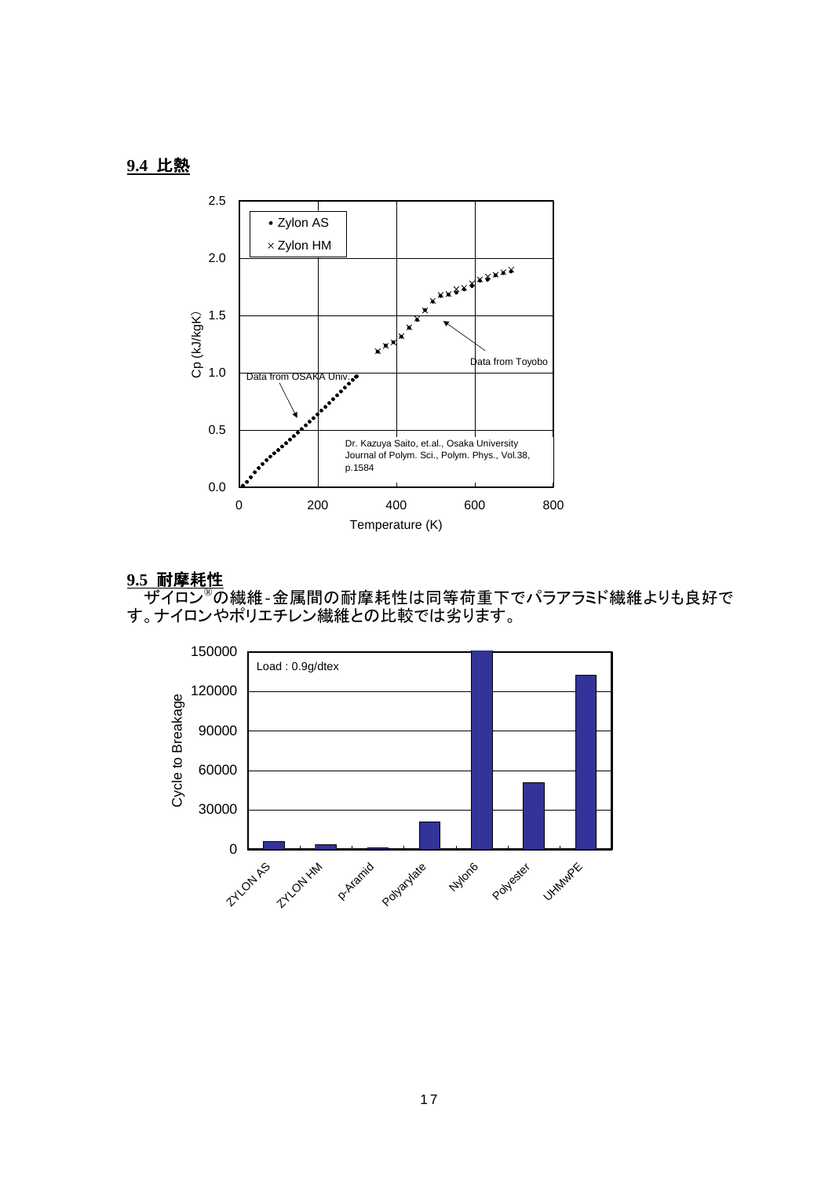## 9.4 比熱

## 9.5 耐摩耗性

ザイロン®の繊維-金属間の耐摩耗性は同等荷重下でパラアラミド繊維よりも良好です。ナイロンやポリエチレン繊維との比較では劣ります。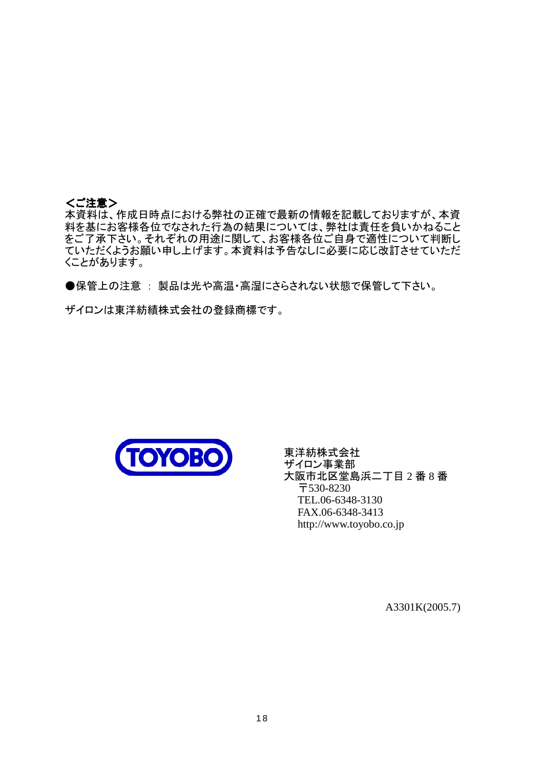**＜ご注意＞**
本資料は、作成日時点における弊社の正確で最新の情報を記載しておりますが、本資料を基にお客様各位でなされた行為の結果については、弊社は責任を負いかねることをご了承下さい。それぞれの用途に関して、お客様各位ご自身で適性について判断していただくようお願い申し上げます。本資料は予告なしに必要に応じ改訂させていただくことがあります。

●保管上の注意 ： 製品は光や高温・高湿にさらされない状態で保管して下さい。

ザイロンは東洋紡績株式会社の登録商標です。

TOYOBO

東洋紡株式会社
ザイロン事業部
大阪市北区堂島浜二丁目 2 番 8 番
〒530-8230
TEL.06-6348-3130
FAX.06-6348-3413
http://www.toyobo.co.jp

A3301K(2005.7)